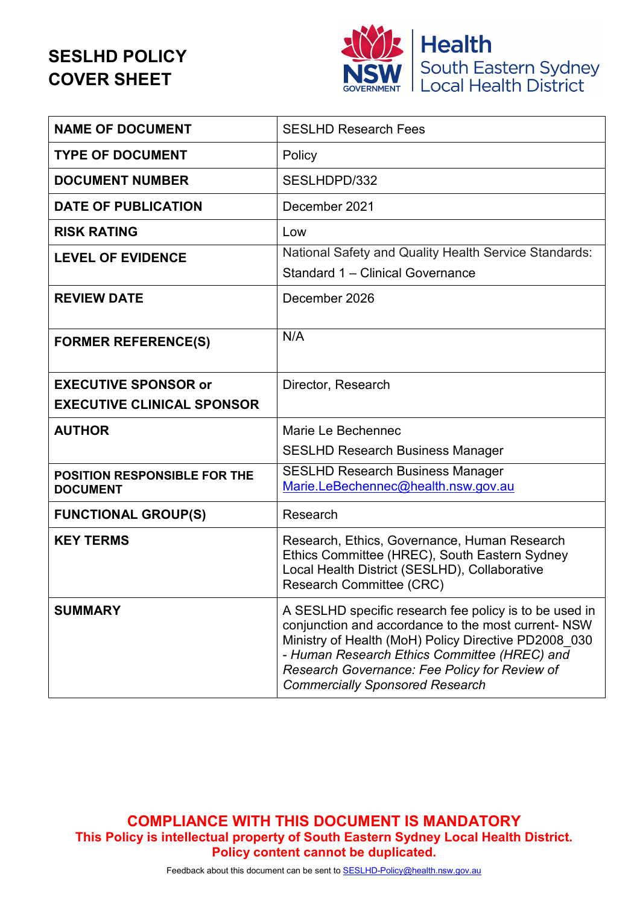# SESLHD POLICY COVER SHEET

Health
South Eastern Sydney
Local Health District

| NAME OF DOCUMENT | SESLHD Research Fees |
|---|---|
| TYPE OF DOCUMENT | Policy |
| DOCUMENT NUMBER | SESLHDPD/332 |
| DATE OF PUBLICATION | December 2021 |
| RISK RATING | Low |
| LEVEL OF EVIDENCE | National Safety and Quality Health Service Standards: Standard 1 – Clinical Governance |
| REVIEW DATE | December 2026 |
| FORMER REFERENCE(S) | N/A |
| EXECUTIVE SPONSOR or EXECUTIVE CLINICAL SPONSOR | Director, Research |
| AUTHOR | Marie Le Bechennec<br>SESLHD Research Business Manager |
| POSITION RESPONSIBLE FOR THE DOCUMENT | SESLHD Research Business Manager<br>Marie.LeBechennec@health.nsw.gov.au |
| FUNCTIONAL GROUP(S) | Research |
| KEY TERMS | Research, Ethics, Governance, Human Research Ethics Committee (HREC), South Eastern Sydney Local Health District (SESLHD), Collaborative Research Committee (CRC) |
| SUMMARY | A SESLHD specific research fee policy is to be used in conjunction and accordance to the most current- NSW Ministry of Health (MoH) Policy Directive PD2008_030 - *Human Research Ethics Committee (HREC) and Research Governance: Fee Policy for Review of Commercially Sponsored Research* |

**COMPLIANCE WITH THIS DOCUMENT IS MANDATORY**
**This Policy is intellectual property of South Eastern Sydney Local Health District.**
**Policy content cannot be duplicated.**

Feedback about this document can be sent to SESLHD-Policy@health.nsw.gov.au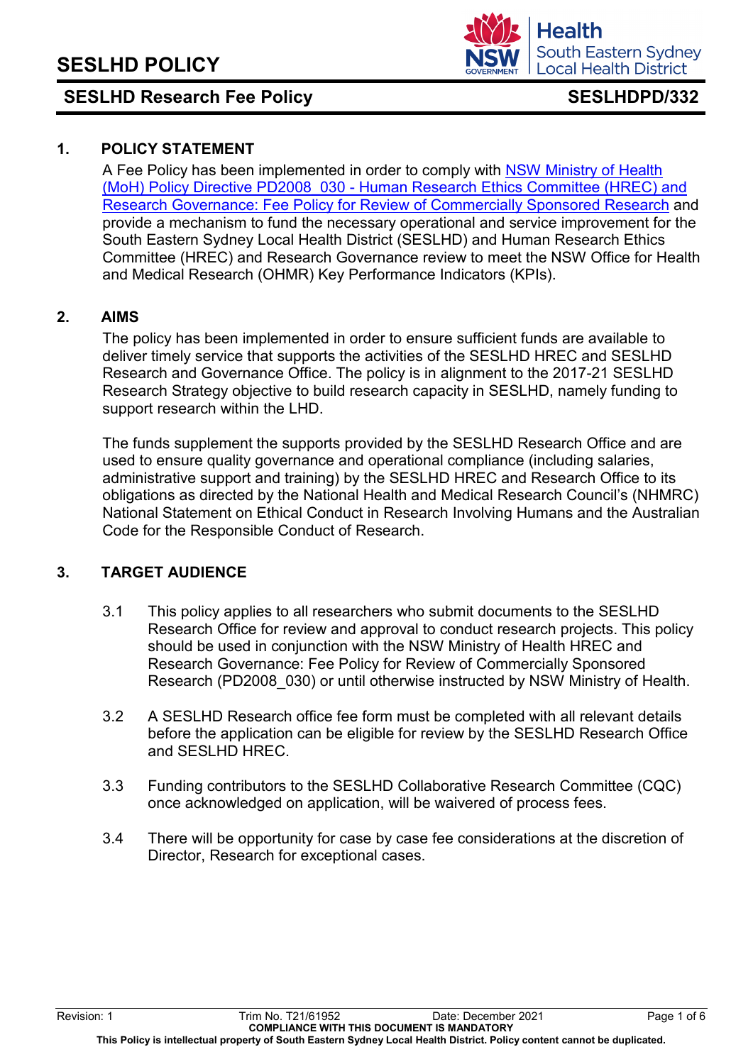## 1. POLICY STATEMENT

A Fee Policy has been implemented in order to comply with [NSW Ministry of Health (MoH) Policy Directive PD2008_030 - Human Research Ethics Committee (HREC) and Research Governance: Fee Policy for Review of Commercially Sponsored Research] and provide a mechanism to fund the necessary operational and service improvement for the South Eastern Sydney Local Health District (SESLHD) and Human Research Ethics Committee (HREC) and Research Governance review to meet the NSW Office for Health and Medical Research (OHMR) Key Performance Indicators (KPIs).

## 2. AIMS

The policy has been implemented in order to ensure sufficient funds are available to deliver timely service that supports the activities of the SESLHD HREC and SESLHD Research and Governance Office. The policy is in alignment to the 2017-21 SESLHD Research Strategy objective to build research capacity in SESLHD, namely funding to support research within the LHD.

The funds supplement the supports provided by the SESLHD Research Office and are used to ensure quality governance and operational compliance (including salaries, administrative support and training) by the SESLHD HREC and Research Office to its obligations as directed by the National Health and Medical Research Council's (NHMRC) National Statement on Ethical Conduct in Research Involving Humans and the Australian Code for the Responsible Conduct of Research.

## 3. TARGET AUDIENCE

3.1 This policy applies to all researchers who submit documents to the SESLHD Research Office for review and approval to conduct research projects. This policy should be used in conjunction with the NSW Ministry of Health HREC and Research Governance: Fee Policy for Review of Commercially Sponsored Research (PD2008_030) or until otherwise instructed by NSW Ministry of Health.

3.2 A SESLHD Research office fee form must be completed with all relevant details before the application can be eligible for review by the SESLHD Research Office and SESLHD HREC.

3.3 Funding contributors to the SESLHD Collaborative Research Committee (CQC) once acknowledged on application, will be waivered of process fees.

3.4 There will be opportunity for case by case fee considerations at the discretion of Director, Research for exceptional cases.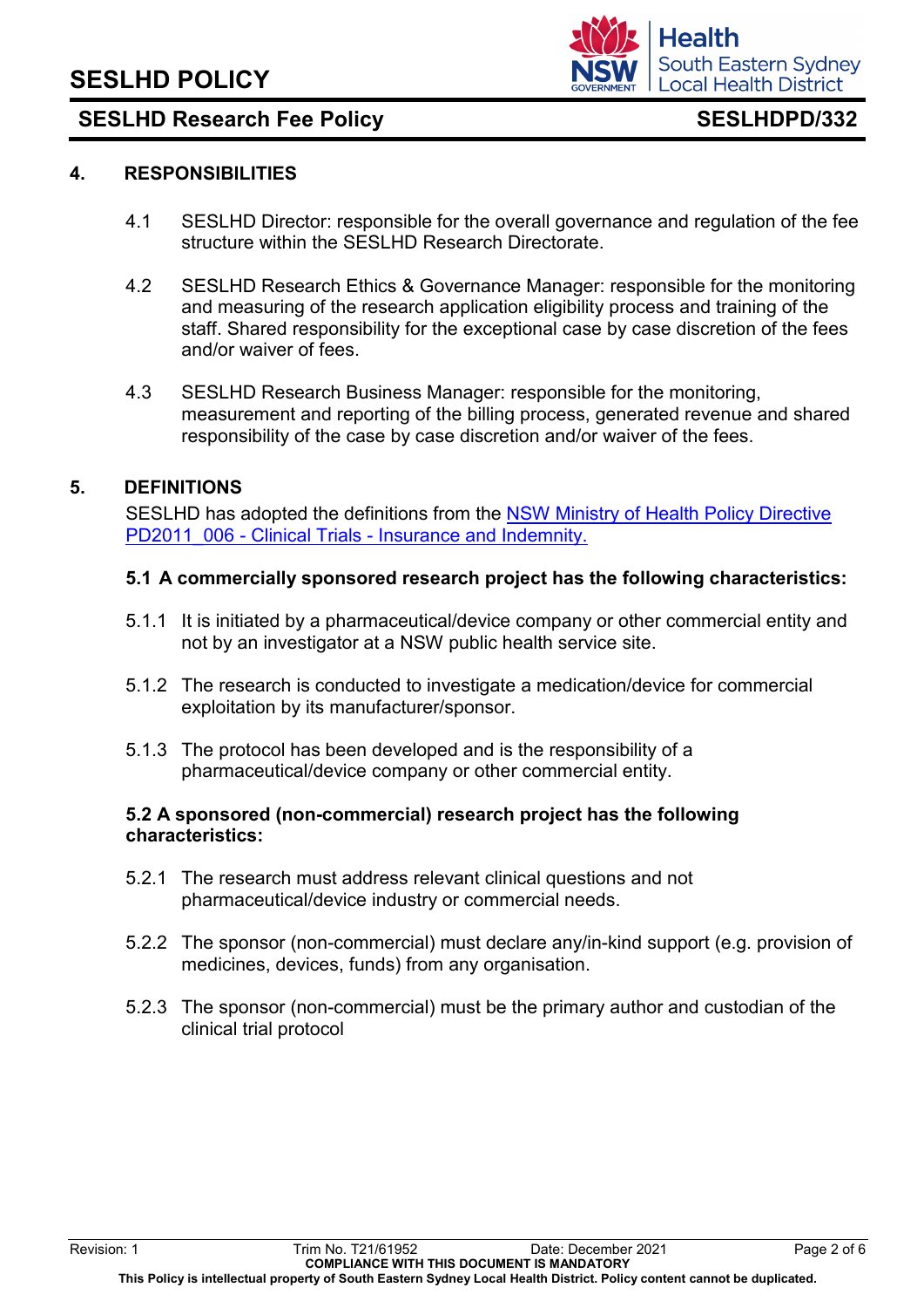## 4. RESPONSIBILITIES

4.1 SESLHD Director: responsible for the overall governance and regulation of the fee structure within the SESLHD Research Directorate.

4.2 SESLHD Research Ethics & Governance Manager: responsible for the monitoring and measuring of the research application eligibility process and training of the staff. Shared responsibility for the exceptional case by case discretion of the fees and/or waiver of fees.

4.3 SESLHD Research Business Manager: responsible for the monitoring, measurement and reporting of the billing process, generated revenue and shared responsibility of the case by case discretion and/or waiver of the fees.

## 5. DEFINITIONS

SESLHD has adopted the definitions from the [NSW Ministry of Health Policy Directive PD2011_006 - Clinical Trials - Insurance and Indemnity.]()

### 5.1 A commercially sponsored research project has the following characteristics:

5.1.1 It is initiated by a pharmaceutical/device company or other commercial entity and not by an investigator at a NSW public health service site.

5.1.2 The research is conducted to investigate a medication/device for commercial exploitation by its manufacturer/sponsor.

5.1.3 The protocol has been developed and is the responsibility of a pharmaceutical/device company or other commercial entity.

### 5.2 A sponsored (non-commercial) research project has the following characteristics:

5.2.1 The research must address relevant clinical questions and not pharmaceutical/device industry or commercial needs.

5.2.2 The sponsor (non-commercial) must declare any/in-kind support (e.g. provision of medicines, devices, funds) from any organisation.

5.2.3 The sponsor (non-commercial) must be the primary author and custodian of the clinical trial protocol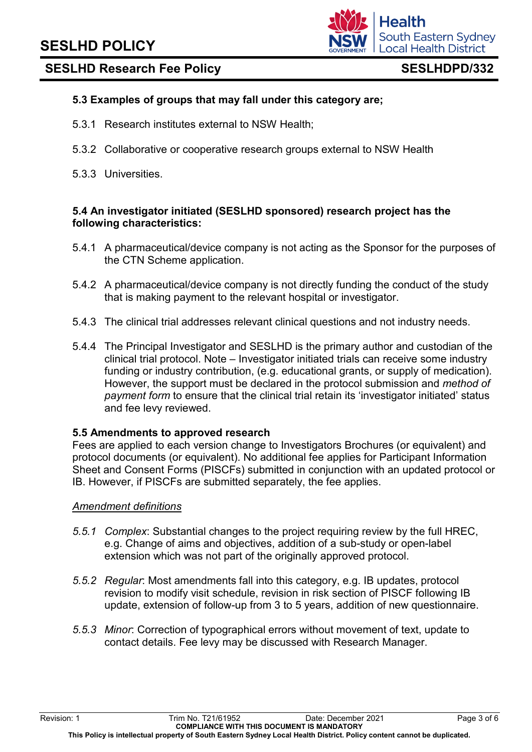### 5.3 Examples of groups that may fall under this category are;

5.3.1 Research institutes external to NSW Health;

5.3.2 Collaborative or cooperative research groups external to NSW Health

5.3.3 Universities.

### 5.4 An investigator initiated (SESLHD sponsored) research project has the following characteristics:

5.4.1 A pharmaceutical/device company is not acting as the Sponsor for the purposes of the CTN Scheme application.

5.4.2 A pharmaceutical/device company is not directly funding the conduct of the study that is making payment to the relevant hospital or investigator.

5.4.3 The clinical trial addresses relevant clinical questions and not industry needs.

5.4.4 The Principal Investigator and SESLHD is the primary author and custodian of the clinical trial protocol. Note – Investigator initiated trials can receive some industry funding or industry contribution, (e.g. educational grants, or supply of medication). However, the support must be declared in the protocol submission and *method of payment form* to ensure that the clinical trial retain its 'investigator initiated' status and fee levy reviewed.

### 5.5 Amendments to approved research

Fees are applied to each version change to Investigators Brochures (or equivalent) and protocol documents (or equivalent). No additional fee applies for Participant Information Sheet and Consent Forms (PISCFs) submitted in conjunction with an updated protocol or IB. However, if PISCFs are submitted separately, the fee applies.

*Amendment definitions*

*5.5.1* *Complex*: Substantial changes to the project requiring review by the full HREC, e.g. Change of aims and objectives, addition of a sub-study or open-label extension which was not part of the originally approved protocol.

*5.5.2* *Regular*: Most amendments fall into this category, e.g. IB updates, protocol revision to modify visit schedule, revision in risk section of PISCF following IB update, extension of follow-up from 3 to 5 years, addition of new questionnaire.

*5.5.3* *Minor*: Correction of typographical errors without movement of text, update to contact details. Fee levy may be discussed with Research Manager.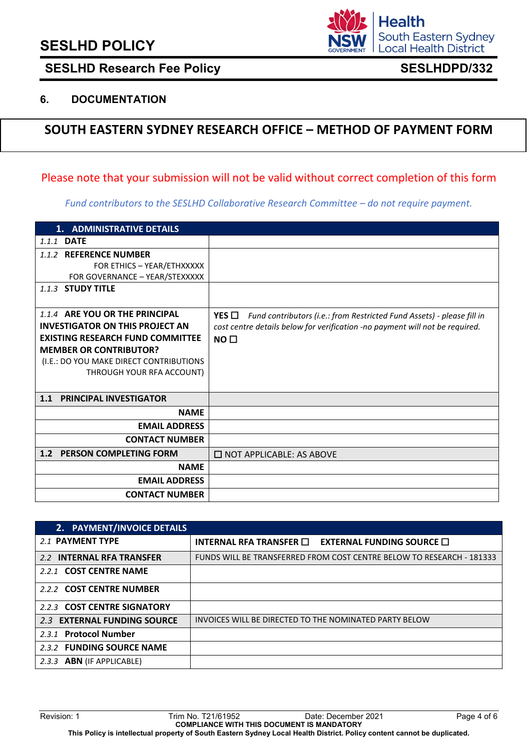## 6. DOCUMENTATION

# SOUTH EASTERN SYDNEY RESEARCH OFFICE – METHOD OF PAYMENT FORM

Please note that your submission will not be valid without correct completion of this form

*Fund contributors to the SESLHD Collaborative Research Committee – do not require payment.*

| 1. ADMINISTRATIVE DETAILS | |
|---|---|
| *1.1.1* **DATE** | |
| *1.1.2* **REFERENCE NUMBER**<br>FOR ETHICS – YEAR/ETHXXXXX<br>FOR GOVERNANCE – YEAR/STEXXXXX | |
| *1.1.3* **STUDY TITLE** | |
| *1.1.4* **ARE YOU OR THE PRINCIPAL INVESTIGATOR ON THIS PROJECT AN EXISTING RESEARCH FUND COMMITTEE MEMBER OR CONTRIBUTOR?**<br>(I.E.: DO YOU MAKE DIRECT CONTRIBUTIONS THROUGH YOUR RFA ACCOUNT) | **YES ☐** *Fund contributors (i.e.: from Restricted Fund Assets) - please fill in cost centre details below for verification -no payment will not be required.*<br>**NO ☐** |
| **1.1 PRINCIPAL INVESTIGATOR** | |
| **NAME** | |
| **EMAIL ADDRESS** | |
| **CONTACT NUMBER** | |
| **1.2 PERSON COMPLETING FORM** | ☐ NOT APPLICABLE: AS ABOVE |
| **NAME** | |
| **EMAIL ADDRESS** | |
| **CONTACT NUMBER** | |

| 2. PAYMENT/INVOICE DETAILS | |
|---|---|
| *2.1* **PAYMENT TYPE** | **INTERNAL RFA TRANSFER ☐ EXTERNAL FUNDING SOURCE ☐** |
| *2.2* **INTERNAL RFA TRANSFER** | FUNDS WILL BE TRANSFERRED FROM COST CENTRE BELOW TO RESEARCH - 181333 |
| *2.2.1* **COST CENTRE NAME** | |
| *2.2.2* **COST CENTRE NUMBER** | |
| *2.2.3* **COST CENTRE SIGNATORY** | |
| *2.3* **EXTERNAL FUNDING SOURCE** | INVOICES WILL BE DIRECTED TO THE NOMINATED PARTY BELOW |
| *2.3.1* **Protocol Number** | |
| *2.3.2* **FUNDING SOURCE NAME** | |
| *2.3.3* **ABN** (IF APPLICABLE) | |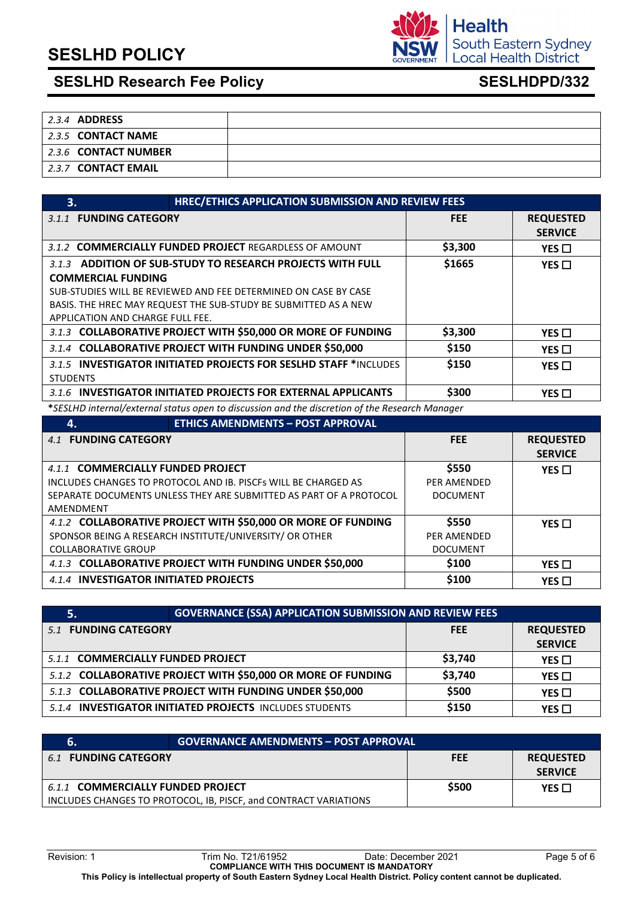| 2.3.4 **ADDRESS** | |
|---|---|
| 2.3.5 **CONTACT NAME** | |
| 2.3.6 **CONTACT NUMBER** | |
| 2.3.7 **CONTACT EMAIL** | |

| **3.** | **HREC/ETHICS APPLICATION SUBMISSION AND REVIEW FEES** | |
|---|---|---|
| 3.1.1 **FUNDING CATEGORY** | **FEE** | **REQUESTED SERVICE** |
| 3.1.2 **COMMERCIALLY FUNDED PROJECT** REGARDLESS OF AMOUNT | **$3,300** | **YES ☐** |
| 3.1.3 **ADDITION OF SUB-STUDY TO RESEARCH PROJECTS WITH FULL COMMERCIAL FUNDING** SUB-STUDIES WILL BE REVIEWED AND FEE DETERMINED ON CASE BY CASE BASIS. THE HREC MAY REQUEST THE SUB-STUDY BE SUBMITTED AS A NEW APPLICATION AND CHARGE FULL FEE. | **$1665** | **YES ☐** |
| 3.1.3 **COLLABORATIVE PROJECT WITH $50,000 OR MORE OF FUNDING** | **$3,300** | **YES ☐** |
| 3.1.4 **COLLABORATIVE PROJECT WITH FUNDING UNDER $50,000** | **$150** | **YES ☐** |
| 3.1.5 **INVESTIGATOR INITIATED PROJECTS FOR SESLHD STAFF \***INCLUDES STUDENTS | **$150** | **YES ☐** |
| 3.1.6 **INVESTIGATOR INITIATED PROJECTS FOR EXTERNAL APPLICANTS** | **$300** | **YES ☐** |

**\***_SESLHD internal/external status open to discussion and the discretion of the Research Manager_

| **4.** | **ETHICS AMENDMENTS – POST APPROVAL** | |
|---|---|---|
| 4.1 **FUNDING CATEGORY** | **FEE** | **REQUESTED SERVICE** |
| 4.1.1 **COMMERCIALLY FUNDED PROJECT** INCLUDES CHANGES TO PROTOCOL AND IB. PISCFs WILL BE CHARGED AS SEPARATE DOCUMENTS UNLESS THEY ARE SUBMITTED AS PART OF A PROTOCOL AMENDMENT | **$550** PER AMENDED DOCUMENT | **YES ☐** |
| 4.1.2 **COLLABORATIVE PROJECT WITH $50,000 OR MORE OF FUNDING** SPONSOR BEING A RESEARCH INSTITUTE/UNIVERSITY/ OR OTHER COLLABORATIVE GROUP | **$550** PER AMENDED DOCUMENT | **YES ☐** |
| 4.1.3 **COLLABORATIVE PROJECT WITH FUNDING UNDER $50,000** | **$100** | **YES ☐** |
| 4.1.4 **INVESTIGATOR INITIATED PROJECTS** | **$100** | **YES ☐** |

| **5.** | **GOVERNANCE (SSA) APPLICATION SUBMISSION AND REVIEW FEES** | |
|---|---|---|
| 5.1 **FUNDING CATEGORY** | **FEE** | **REQUESTED SERVICE** |
| 5.1.1 **COMMERCIALLY FUNDED PROJECT** | **$3,740** | **YES ☐** |
| 5.1.2 **COLLABORATIVE PROJECT WITH $50,000 OR MORE OF FUNDING** | **$3,740** | **YES ☐** |
| 5.1.3 **COLLABORATIVE PROJECT WITH FUNDING UNDER $50,000** | **$500** | **YES ☐** |
| 5.1.4 **INVESTIGATOR INITIATED PROJECTS** INCLUDES STUDENTS | **$150** | **YES ☐** |

| **6.** | **GOVERNANCE AMENDMENTS – POST APPROVAL** | |
|---|---|---|
| 6.1 **FUNDING CATEGORY** | **FEE** | **REQUESTED SERVICE** |
| 6.1.1 **COMMERCIALLY FUNDED PROJECT** INCLUDES CHANGES TO PROTOCOL, IB, PISCF, and CONTRACT VARIATIONS | **$500** | **YES ☐** |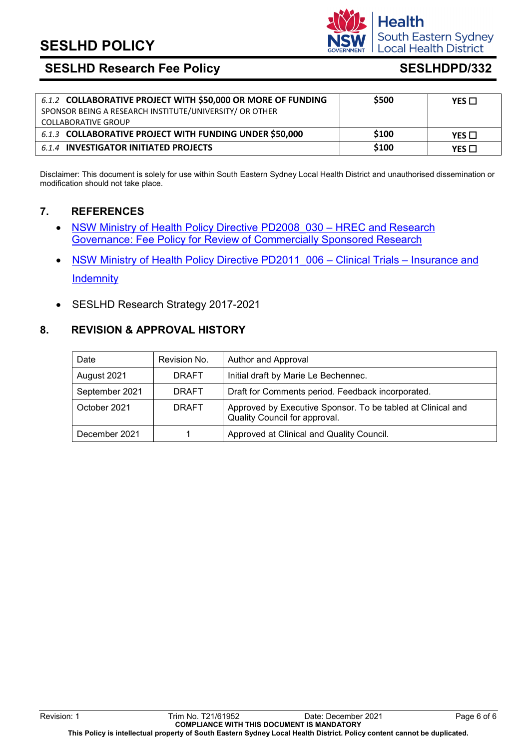| | | |
|---|---|---|
| *6.1.2* **COLLABORATIVE PROJECT WITH $50,000 OR MORE OF FUNDING** SPONSOR BEING A RESEARCH INSTITUTE/UNIVERSITY/ OR OTHER COLLABORATIVE GROUP | **$500** | **YES ☐** |
| *6.1.3* **COLLABORATIVE PROJECT WITH FUNDING UNDER $50,000** | **$100** | **YES ☐** |
| *6.1.4* **INVESTIGATOR INITIATED PROJECTS** | **$100** | **YES ☐** |

Disclaimer: This document is solely for use within South Eastern Sydney Local Health District and unauthorised dissemination or modification should not take place.

## 7. REFERENCES

- NSW Ministry of Health Policy Directive PD2008_030 – HREC and Research Governance: Fee Policy for Review of Commercially Sponsored Research
- NSW Ministry of Health Policy Directive PD2011_006 – Clinical Trials – Insurance and Indemnity
- SESLHD Research Strategy 2017-2021

## 8. REVISION & APPROVAL HISTORY

| Date | Revision No. | Author and Approval |
|---|---|---|
| August 2021 | DRAFT | Initial draft by Marie Le Bechennec. |
| September 2021 | DRAFT | Draft for Comments period. Feedback incorporated. |
| October 2021 | DRAFT | Approved by Executive Sponsor. To be tabled at Clinical and Quality Council for approval. |
| December 2021 | 1 | Approved at Clinical and Quality Council. |